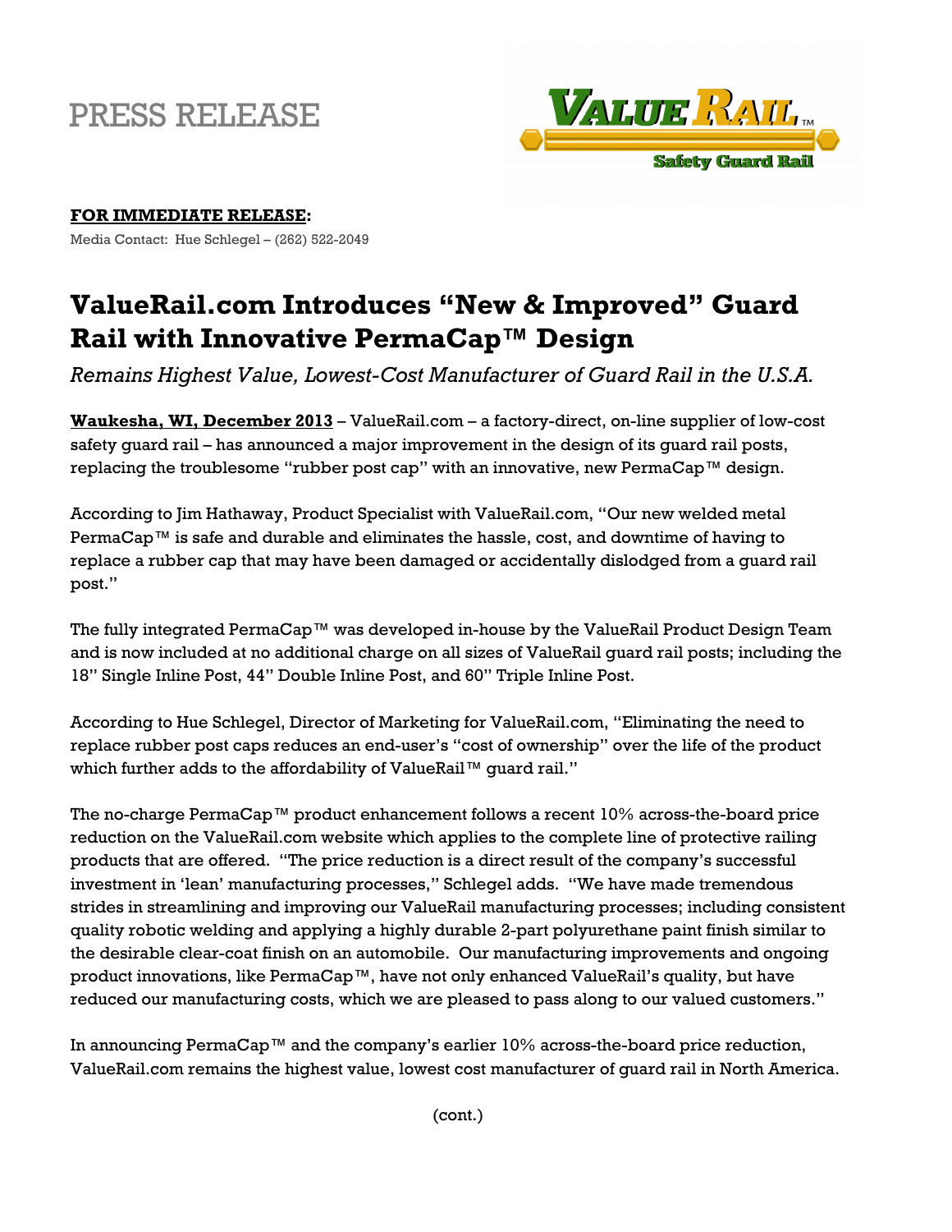# PRESS RELEASE

VALUE RAIL™
Safety Guard Rail

**FOR IMMEDIATE RELEASE:**

Media Contact: Hue Schlegel – (262) 522-2049

## ValueRail.com Introduces "New & Improved" Guard Rail with Innovative PermaCap™ Design

*Remains Highest Value, Lowest-Cost Manufacturer of Guard Rail in the U.S.A.*

**Waukesha, WI, December 2013** – ValueRail.com – a factory-direct, on-line supplier of low-cost safety guard rail – has announced a major improvement in the design of its guard rail posts, replacing the troublesome "rubber post cap" with an innovative, new PermaCap™ design.

According to Jim Hathaway, Product Specialist with ValueRail.com, "Our new welded metal PermaCap™ is safe and durable and eliminates the hassle, cost, and downtime of having to replace a rubber cap that may have been damaged or accidentally dislodged from a guard rail post."

The fully integrated PermaCap™ was developed in-house by the ValueRail Product Design Team and is now included at no additional charge on all sizes of ValueRail guard rail posts; including the 18" Single Inline Post, 44" Double Inline Post, and 60" Triple Inline Post.

According to Hue Schlegel, Director of Marketing for ValueRail.com, "Eliminating the need to replace rubber post caps reduces an end-user's "cost of ownership" over the life of the product which further adds to the affordability of ValueRail™ guard rail."

The no-charge PermaCap™ product enhancement follows a recent 10% across-the-board price reduction on the ValueRail.com website which applies to the complete line of protective railing products that are offered. "The price reduction is a direct result of the company's successful investment in 'lean' manufacturing processes," Schlegel adds. "We have made tremendous strides in streamlining and improving our ValueRail manufacturing processes; including consistent quality robotic welding and applying a highly durable 2-part polyurethane paint finish similar to the desirable clear-coat finish on an automobile. Our manufacturing improvements and ongoing product innovations, like PermaCap™, have not only enhanced ValueRail's quality, but have reduced our manufacturing costs, which we are pleased to pass along to our valued customers."

In announcing PermaCap™ and the company's earlier 10% across-the-board price reduction, ValueRail.com remains the highest value, lowest cost manufacturer of guard rail in North America.

(cont.)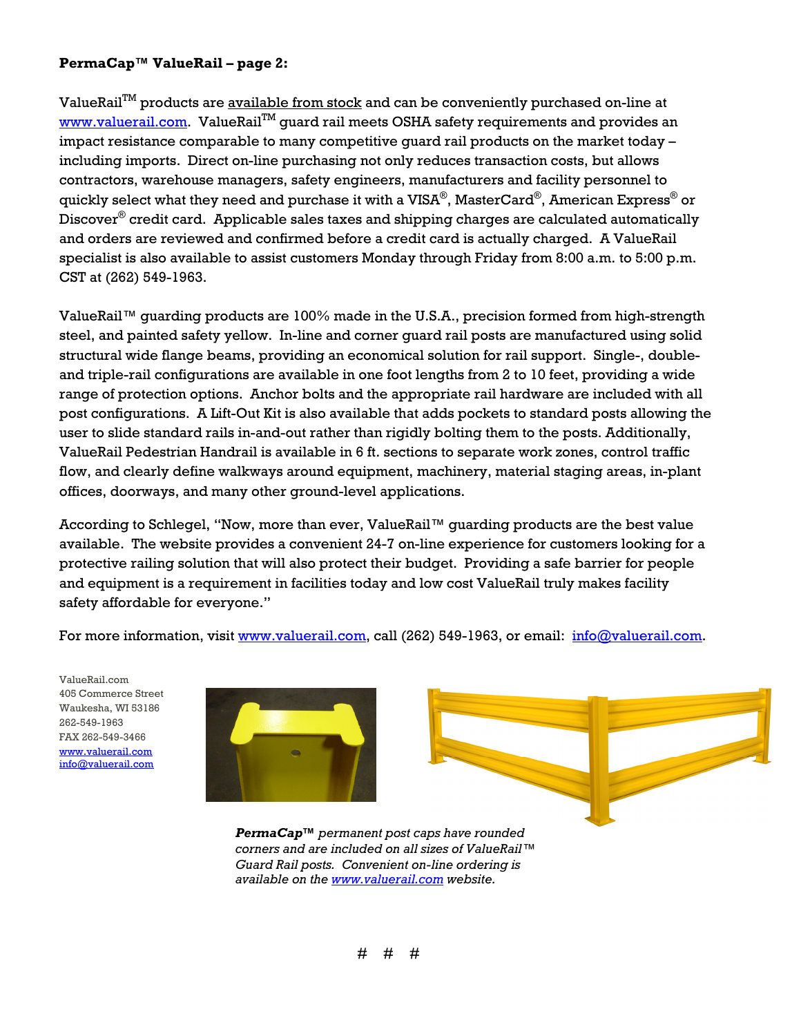**PermaCap™ ValueRail – page 2:**

ValueRail™ products are available from stock and can be conveniently purchased on-line at www.valuerail.com. ValueRail™ guard rail meets OSHA safety requirements and provides an impact resistance comparable to many competitive guard rail products on the market today – including imports. Direct on-line purchasing not only reduces transaction costs, but allows contractors, warehouse managers, safety engineers, manufacturers and facility personnel to quickly select what they need and purchase it with a VISA®, MasterCard®, American Express® or Discover® credit card. Applicable sales taxes and shipping charges are calculated automatically and orders are reviewed and confirmed before a credit card is actually charged. A ValueRail specialist is also available to assist customers Monday through Friday from 8:00 a.m. to 5:00 p.m. CST at (262) 549-1963.

ValueRail™ guarding products are 100% made in the U.S.A., precision formed from high-strength steel, and painted safety yellow. In-line and corner guard rail posts are manufactured using solid structural wide flange beams, providing an economical solution for rail support. Single-, double- and triple-rail configurations are available in one foot lengths from 2 to 10 feet, providing a wide range of protection options. Anchor bolts and the appropriate rail hardware are included with all post configurations. A Lift-Out Kit is also available that adds pockets to standard posts allowing the user to slide standard rails in-and-out rather than rigidly bolting them to the posts. Additionally, ValueRail Pedestrian Handrail is available in 6 ft. sections to separate work zones, control traffic flow, and clearly define walkways around equipment, machinery, material staging areas, in-plant offices, doorways, and many other ground-level applications.

According to Schlegel, "Now, more than ever, ValueRail™ guarding products are the best value available. The website provides a convenient 24-7 on-line experience for customers looking for a protective railing solution that will also protect their budget. Providing a safe barrier for people and equipment is a requirement in facilities today and low cost ValueRail truly makes facility safety affordable for everyone."

For more information, visit www.valuerail.com, call (262) 549-1963, or email: info@valuerail.com.

ValueRail.com
405 Commerce Street
Waukesha, WI 53186
262-549-1963
FAX 262-549-3466
www.valuerail.com
info@valuerail.com

***PermaCap™** permanent post caps have rounded corners and are included on all sizes of ValueRail™ Guard Rail posts. Convenient on-line ordering is available on the www.valuerail.com website.*

\# # #